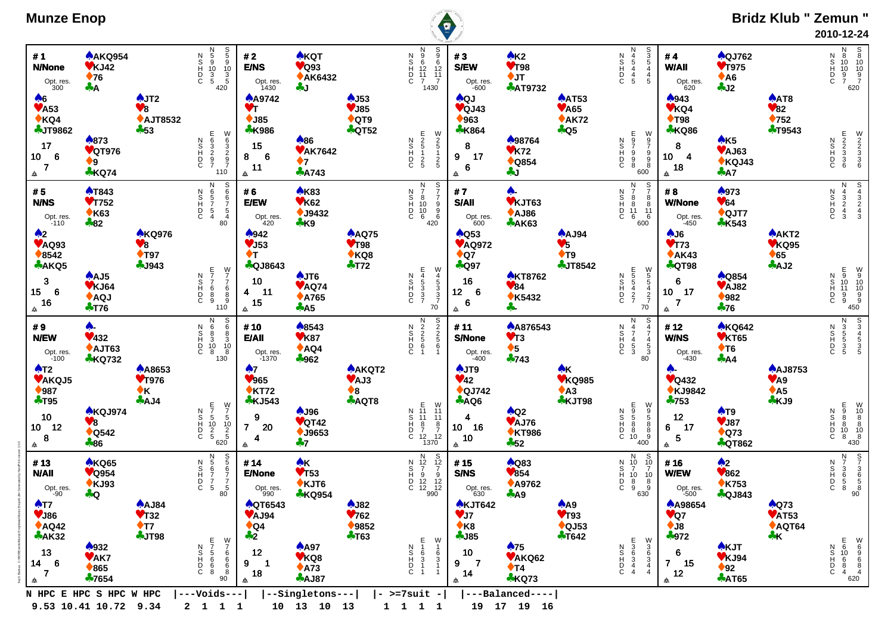# Munze Enop

# Bridz Klub " Zemun "

**2010-12-24**

## #1 — N/None

Opt. res. 300

| | |
|---|---|
| North | ♠AKQ954 ♥KJ42 ♦76 ♣A |
| West | ♠6 ♥A53 ♦KQ4 ♣JT9862 |
| East | ♠JT2 ♥8 ♦AJT8532 ♣53 |
| South | ♠873 ♥QT976 ♦9 ♣KQ74 |

HCP: N 17, W 10, E 6, S 7

| | N | S | | E | W |
|---|---|---|---|---|---|
| N | 5 | 5 | N | 6 | 6 |
| S | 9 | 9 | S | 3 | 3 |
| H | 10 | 10 | H | 2 | 2 |
| D | 3 | 3 | D | 9 | 9 |
| C | 5 | 5 | C | 7 | 7 |
| | 420 | | | 110 | |

## #2 — E/NS

Opt. res. 1430

| | |
|---|---|
| North | ♠KQT ♥Q93 ♦AK6432 ♣J |
| West | ♠A9742 ♥T ♦J85 ♣K986 |
| East | ♠J53 ♥J85 ♦QT9 ♣QT52 |
| South | ♠86 ♥AK7642 ♦7 ♣A743 |

HCP: N 15, W 8, E 6, S 11

| | N | S | | E | W |
|---|---|---|---|---|---|
| N | 9 | 9 | N | 2 | 2 |
| S | 6 | 6 | S | 5 | 5 |
| H | 12 | 12 | H | 1 | 1 |
| D | 11 | 11 | D | 2 | 2 |
| C | 7 | 7 | C | 5 | 5 |
| | 1430 | | | | |

## #3 — S/EW

Opt. res. -600

| | |
|---|---|
| North | ♠K2 ♥T98 ♦JT ♣AT9732 |
| West | ♠QJ ♥QJ43 ♦963 ♣K864 |
| East | ♠AT53 ♥A65 ♦AK72 ♣Q5 |
| South | ♠98764 ♥K72 ♦Q854 ♣J |

HCP: N 8, W 9, E 17, S 6

| | N | S | | E | W |
|---|---|---|---|---|---|
| N | 4 | 3 | N | 9 | 9 |
| S | 5 | 5 | S | 7 | 7 |
| H | 4 | 4 | H | 9 | 9 |
| D | 4 | 4 | D | 9 | 9 |
| C | 5 | 5 | C | 8 | 8 |
| | | | | 600 | |

## #4 — W/All

Opt. res. 620

| | |
|---|---|
| North | ♠QJ762 ♥T975 ♦A6 ♣J2 |
| West | ♠943 ♥KQ4 ♦T98 ♣KQ86 |
| East | ♠AT8 ♥82 ♦752 ♣T9543 |
| South | ♠K5 ♥AJ63 ♦KQJ43 ♣A7 |

HCP: N 8, W 10, E 4, S 18

| | N | S | | E | W |
|---|---|---|---|---|---|
| N | 8 | 8 | N | 2 | 2 |
| S | 10 | 10 | S | 2 | 2 |
| H | 10 | 10 | H | 3 | 3 |
| D | 9 | 9 | D | 3 | 3 |
| C | 7 | 7 | C | 6 | 6 |
| | 620 | | | | |

## #5 — N/NS

Opt. res. -110

| | |
|---|---|
| North | ♠T843 ♥T752 ♦K63 ♣82 |
| West | ♠2 ♥AQ93 ♦8542 ♣AKQ5 |
| East | ♠KQ976 ♥8 ♦T97 ♣J943 |
| South | ♠AJ5 ♥KJ64 ♦AQJ ♣T76 |

HCP: N 3, W 15, E 6, S 16

| | N | S | | E | W |
|---|---|---|---|---|---|
| N | 6 | 6 | N | 7 | 7 |
| S | 5 | 6 | S | 7 | 7 |
| H | 7 | 7 | H | 6 | 6 |
| D | 5 | 5 | D | 8 | 8 |
| C | 4 | 4 | C | 9 | 9 |
| | 80 | | | 110 | |

## #6 — E/EW

Opt. res. 420

| | |
|---|---|
| North | ♠K83 ♥K62 ♦J9432 ♣K9 |
| West | ♠942 ♥J53 ♦T ♣QJ8643 |
| East | ♠AQ75 ♥T98 ♦KQ8 ♣T72 |
| South | ♠JT6 ♥AQ74 ♦A765 ♣A5 |

HCP: N 10, W 4, E 11, S 15

| | N | S | | E | W |
|---|---|---|---|---|---|
| N | 7 | 7 | N | 4 | 4 |
| S | 8 | 7 | S | 5 | 5 |
| H | 10 | 9 | H | 3 | 3 |
| D | 10 | 9 | D | 3 | 3 |
| C | 6 | 6 | C | 7 | 7 |
| | 420 | | | 70 | |

## #7 — S/All

Opt. res. 600

| | |
|---|---|
| North | ♠- ♥KJT63 ♦AJ86 ♣AK63 |
| West | ♠Q53 ♥AQ972 ♦Q7 ♣Q97 |
| East | ♠AJ94 ♥5 ♦T9 ♣JT8542 |
| South | ♠KT8762 ♥84 ♦K5432 ♣- |

HCP: N 16, W 12, E 6, S 6

| | N | S | | E | W |
|---|---|---|---|---|---|
| N | 7 | 7 | N | 5 | 5 |
| S | 8 | 8 | S | 5 | 5 |
| H | 8 | 8 | H | 4 | 4 |
| D | 11 | 11 | D | 2 | 2 |
| C | 6 | 6 | C | 7 | 7 |
| | 600 | | | 70 | |

## #8 — W/None

Opt. res. -450

| | |
|---|---|
| North | ♠973 ♥64 ♦QJT7 ♣K543 |
| West | ♠J6 ♥T73 ♦AK43 ♣QT98 |
| East | ♠AKT2 ♥KQ95 ♦65 ♣AJ2 |
| South | ♠Q854 ♥AJ82 ♦982 ♣76 |

HCP: N 6, W 10, E 17, S 7

| | N | S | | E | W |
|---|---|---|---|---|---|
| N | 4 | 4 | N | 9 | 9 |
| S | 3 | 3 | S | 10 | 10 |
| H | 2 | 2 | H | 11 | 10 |
| D | 4 | 4 | D | 9 | 9 |
| C | 3 | 3 | C | 9 | 9 |
| | | | | 450 | |

## #9 — N/EW

Opt. res. -100

| | |
|---|---|
| North | ♠- ♥432 ♦AJT63 ♣KQ732 |
| West | ♠T2 ♥AKQJ5 ♦987 ♣T95 |
| East | ♠A8653 ♥T976 ♦K ♣AJ4 |
| South | ♠KQJ974 ♥8 ♦Q542 ♣86 |

HCP: N 10, W 10, E 12, S 8

| | N | S | | E | W |
|---|---|---|---|---|---|
| N | 6 | 6 | N | 7 | 7 |
| S | 8 | 8 | S | 5 | 5 |
| H | 3 | 3 | H | 10 | 10 |
| D | 10 | 10 | D | 2 | 2 |
| C | 8 | 8 | C | 5 | 5 |
| | 130 | | | 620 | |

## #10 — E/All

Opt. res. -1370

| | |
|---|---|
| North | ♠8543 ♥K87 ♦AQ4 ♣962 |
| West | ♠7 ♥965 ♦KT72 ♣KJ543 |
| East | ♠AKQT2 ♥AJ3 ♦8 ♣AQT8 |
| South | ♠J96 ♥QT42 ♦J9653 ♣7 |

HCP: N 9, W 7, E 20, S 4

| | N | S | | E | W |
|---|---|---|---|---|---|
| N | 2 | 2 | N | 11 | 11 |
| S | 2 | 2 | S | 11 | 11 |
| H | 5 | 5 | H | 8 | 8 |
| D | 6 | 6 | D | 7 | 7 |
| C | 1 | 1 | C | 12 | 12 |
| | | | | 1370 | |

## #11 — S/None

Opt. res. -400

| | |
|---|---|
| North | ♠A876543 ♥T3 ♦5 ♣743 |
| West | ♠JT9 ♥42 ♦QJ742 ♣AQ6 |
| East | ♠K ♥KQ985 ♦A3 ♣KJT98 |
| South | ♠Q2 ♥AJ76 ♦KT986 ♣52 |

HCP: N 4, W 10, E 16, S 10

| | N | S | | E | W |
|---|---|---|---|---|---|
| N | 4 | 4 | N | 9 | 9 |
| S | 7 | 7 | S | 5 | 5 |
| H | 4 | 4 | H | 8 | 8 |
| D | 5 | 5 | D | 8 | 8 |
| C | 3 | 3 | C | 10 | 9 |
| | 80 | | | 400 | |

## #12 — W/NS

Opt. res. -430

| | |
|---|---|
| North | ♠KQ642 ♥KT65 ♦T6 ♣A4 |
| West | ♠- ♥Q432 ♦KJ9842 ♣753 |
| East | ♠AJ8753 ♥A9 ♦A5 ♣KJ9 |
| South | ♠T9 ♥J87 ♦Q73 ♣QT862 |

HCP: N 12, W 6, E 17, S 5

| | N | S | | E | W |
|---|---|---|---|---|---|
| N | 3 | 3 | N | 9 | 10 |
| S | 5 | 4 | S | 8 | 8 |
| H | 5 | 5 | H | 8 | 8 |
| D | 3 | 3 | D | 10 | 10 |
| C | 5 | 5 | C | 8 | 8 |
| | | | | 430 | |

## #13 — N/All

Opt. res. -90

| | |
|---|---|
| North | ♠KQ65 ♥Q954 ♦KJ93 ♣Q |
| West | ♠T7 ♥J86 ♦AQ42 ♣AK32 |
| East | ♠AJ84 ♥T32 ♦T7 ♣JT98 |
| South | ♠932 ♥AK7 ♦865 ♣7654 |

HCP: N 13, W 14, E 6, S 7

| | N | S | | E | W |
|---|---|---|---|---|---|
| N | 5 | 5 | N | 7 | 7 |
| S | 6 | 6 | S | 5 | 6 |
| H | 7 | 7 | H | 6 | 6 |
| D | 7 | 7 | D | 6 | 6 |
| C | 5 | 5 | C | 8 | 8 |
| | 80 | | | 90 | |

## #14 — E/None

Opt. res. 990

| | |
|---|---|
| North | ♠K ♥T53 ♦KJT6 ♣KQ954 |
| West | ♠QT6543 ♥AJ94 ♦Q4 ♣2 |
| East | ♠J82 ♥762 ♦9852 ♣T63 |
| South | ♠A97 ♥KQ8 ♦A73 ♣AJ87 |

HCP: N 12, W 9, E 1, S 18

| | N | S | | E | W |
|---|---|---|---|---|---|
| N | 12 | 12 | N | 1 | 1 |
| S | 7 | 7 | S | 6 | 6 |
| H | 9 | 9 | H | 3 | 3 |
| D | 12 | 12 | D | 1 | 1 |
| C | 12 | 12 | C | 1 | 1 |
| | 990 | | | | |

## #15 — S/NS

Opt. res. 630

| | |
|---|---|
| North | ♠Q83 ♥854 ♦A9762 ♣A9 |
| West | ♠KJT642 ♥J7 ♦K8 ♣J85 |
| East | ♠A9 ♥T93 ♦QJ53 ♣T642 |
| South | ♠75 ♥AKQ62 ♦T4 ♣KQ73 |

HCP: N 10, W 9, E 7, S 14

| | N | S | | E | W |
|---|---|---|---|---|---|
| N | 10 | 10 | N | 3 | 3 |
| S | 7 | 7 | S | 6 | 6 |
| H | 10 | 10 | H | 3 | 3 |
| D | 8 | 8 | D | 4 | 4 |
| C | 9 | 9 | C | 4 | 4 |
| | 630 | | | | |

## #16 — W/EW

Opt. res. -500

| | |
|---|---|
| North | ♠2 ♥862 ♦K753 ♣QJ843 |
| West | ♠A98654 ♥Q7 ♦J8 ♣972 |
| East | ♠Q73 ♥AT53 ♦AQT64 ♣K |
| South | ♠KJT ♥KJ94 ♦92 ♣AT65 |

HCP: N 6, W 7, E 15, S 12

| | N | S | | E | W |
|---|---|---|---|---|---|
| N | 7 | 7 | N | 6 | 6 |
| S | 3 | 3 | S | 10 | 9 |
| H | 6 | 6 | H | 6 | 6 |
| D | 5 | 5 | D | 8 | 8 |
| C | 8 | 8 | C | 4 | 4 |
| | 90 | | | 620 | |

## Statistics

| N HPC | E HPC | S HPC | W HPC | Voids N | Voids E | Voids S | Voids W | Singletons N | Singletons E | Singletons S | Singletons W | >=7suit N | >=7suit E | >=7suit S | >=7suit W | Balanced N | Balanced E | Balanced S | Balanced W |
|---|---|---|---|---|---|---|---|---|---|---|---|---|---|---|---|---|---|---|---|
| 9.53 | 10.41 | 10.72 | 9.34 | 2 | 1 | 1 | 1 | 10 | 13 | 10 | 13 | 1 | 1 | 1 | 1 | 19 | 17 | 19 | 16 |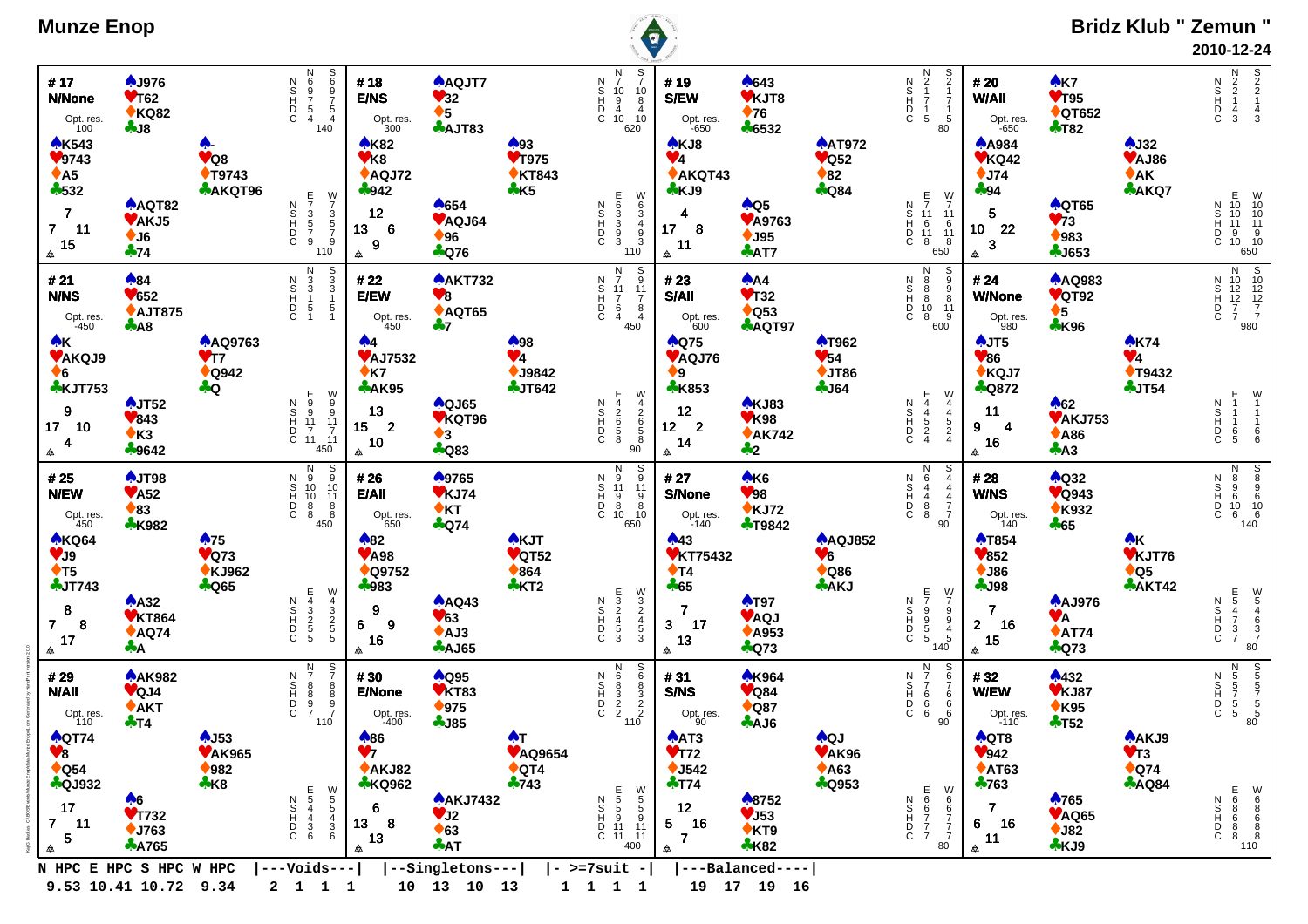# Munze Enop

**Bridz Klub " Zemun "**

**2010-12-24**

## # 17 — N/None — Opt. res. 100

| Seat | ♠ | ♥ | ♦ | ♣ | HCP |
|---|---|---|---|---|---|
| North | J976 | T62 | KQ82 | J8 | 7 |
| West | K543 | 9743 | A5 | 532 | 7 |
| East | - | Q8 | T9743 | AKQT96 | 11 |
| South | AQT82 | AKJ5 | J6 | 74 | 15 |

| | N | S | E | W |
|---|---|---|---|---|
| N | 6 | 6 | 7 | 7 |
| S | 9 | 9 | 3 | 3 |
| H | 7 | 7 | 5 | 5 |
| D | 5 | 5 | 7 | 7 |
| C | 4 | 4 | 9 | 9 |
| | 140 | | 110 | |

## # 18 — E/NS — Opt. res. 300

| Seat | ♠ | ♥ | ♦ | ♣ | HCP |
|---|---|---|---|---|---|
| North | AQJT7 | 32 | 5 | AJT83 | 12 |
| West | K82 | K8 | AQJ72 | 942 | 13 |
| East | 93 | T975 | KT843 | K5 | 6 |
| South | 654 | AQJ64 | 96 | Q76 | 9 |

| | N | S | E | W |
|---|---|---|---|---|
| N | 7 | 7 | 6 | 6 |
| S | 10 | 10 | 3 | 3 |
| H | 9 | 8 | 3 | 4 |
| D | 4 | 4 | 9 | 9 |
| C | 10 | 10 | 3 | 3 |
| | 620 | | 110 | |

## # 19 — S/EW — Opt. res. -650

| Seat | ♠ | ♥ | ♦ | ♣ | HCP |
|---|---|---|---|---|---|
| North | 643 | KJT8 | 76 | 6532 | 4 |
| West | KJ8 | 4 | AKQT43 | KJ9 | 17 |
| East | AT972 | Q52 | 82 | Q84 | 8 |
| South | Q5 | A9763 | J95 | AT7 | 11 |

| | N | S | E | W |
|---|---|---|---|---|
| N | 2 | 2 | 7 | 7 |
| S | 1 | 1 | 11 | 11 |
| H | 7 | 7 | 6 | 6 |
| D | 1 | 1 | 11 | 11 |
| C | 5 | 5 | 8 | 8 |
| | 80 | | 650 | |

## # 20 — W/All — Opt. res. -650

| Seat | ♠ | ♥ | ♦ | ♣ | HCP |
|---|---|---|---|---|---|
| North | K7 | T95 | QT652 | T82 | 5 |
| West | A984 | KQ42 | J74 | 94 | 10 |
| East | J32 | AJ86 | AK | AKQ7 | 22 |
| South | QT65 | 73 | 983 | J653 | 3 |

| | N | S | E | W |
|---|---|---|---|---|
| N | 2 | 2 | 10 | 10 |
| S | 2 | 2 | 10 | 10 |
| H | 1 | 1 | 11 | 11 |
| D | 4 | 4 | 10 | 9 |
| C | 3 | 3 | 10 | 10 |
| | | | 650 | |

## # 21 — N/NS — Opt. res. -450

| Seat | ♠ | ♥ | ♦ | ♣ | HCP |
|---|---|---|---|---|---|
| North | 84 | 652 | AJT875 | A8 | 9 |
| West | K | AKQJ9 | 6 | KJT753 | 17 |
| East | AQ9763 | T7 | Q942 | Q | 10 |
| South | JT52 | 843 | K3 | 9642 | 4 |

| | N | S | E | W |
|---|---|---|---|---|
| N | 3 | 3 | 9 | 9 |
| S | 3 | 3 | 9 | 9 |
| H | 1 | 1 | 11 | 11 |
| D | 5 | 5 | 7 | 7 |
| C | 1 | 1 | 11 | 11 |
| | | | 450 | |

## # 22 — E/EW — Opt. res. 450

| Seat | ♠ | ♥ | ♦ | ♣ | HCP |
|---|---|---|---|---|---|
| North | AKT732 | 8 | AQT65 | 7 | 13 |
| West | 4 | AJ7532 | K7 | AK95 | 15 |
| East | 98 | 4 | J9842 | JT642 | 2 |
| South | QJ65 | KQT96 | 3 | Q83 | 10 |

| | N | S | E | W |
|---|---|---|---|---|
| N | 7 | 9 | 4 | 4 |
| S | 11 | 11 | 2 | 2 |
| H | 7 | 7 | 6 | 6 |
| D | 6 | 8 | 5 | 5 |
| C | 4 | 4 | 8 | 8 |
| | 450 | | 90 | |

## # 23 — S/All — Opt. res. 600

| Seat | ♠ | ♥ | ♦ | ♣ | HCP |
|---|---|---|---|---|---|
| North | A4 | T32 | Q53 | AQT97 | 12 |
| West | Q75 | AQJ76 | 9 | K853 | 12 |
| East | T962 | 54 | JT86 | J64 | 2 |
| South | KJ83 | K98 | AK742 | 2 | 14 |

| | N | S | E | W |
|---|---|---|---|---|
| N | 8 | 9 | 4 | 4 |
| S | 8 | 8 | 4 | 4 |
| H | 8 | 8 | 5 | 5 |
| D | 10 | 11 | 2 | 2 |
| C | 8 | 9 | 4 | 4 |
| | 600 | | | |

## # 24 — W/None — Opt. res. 980

| Seat | ♠ | ♥ | ♦ | ♣ | HCP |
|---|---|---|---|---|---|
| North | AQ983 | QT92 | 5 | K96 | 11 |
| West | JT5 | 86 | KQJ7 | Q872 | 9 |
| East | K74 | 4 | T9432 | JT54 | 4 |
| South | 62 | AKJ753 | A86 | A3 | 16 |

| | N | S | E | W |
|---|---|---|---|---|
| N | 10 | 10 | 1 | 1 |
| S | 12 | 12 | 1 | 1 |
| H | 12 | 12 | 1 | 1 |
| D | 7 | 7 | 6 | 6 |
| C | 7 | 7 | 5 | 6 |
| | 980 | | | |

## # 25 — N/EW — Opt. res. 450

| Seat | ♠ | ♥ | ♦ | ♣ | HCP |
|---|---|---|---|---|---|
| North | JT98 | A52 | 83 | K982 | 8 |
| West | KQ64 | J9 | T5 | JT743 | 7 |
| East | 75 | Q73 | KJ962 | Q65 | 8 |
| South | A32 | KT864 | AQ74 | A | 17 |

| | N | S | E | W |
|---|---|---|---|---|
| N | 9 | 9 | 4 | 4 |
| S | 10 | 10 | 3 | 3 |
| H | 10 | 11 | 2 | 2 |
| D | 8 | 8 | 5 | 5 |
| C | 8 | 8 | 5 | 5 |
| | 450 | | | |

## # 26 — E/All — Opt. res. 650

| Seat | ♠ | ♥ | ♦ | ♣ | HCP |
|---|---|---|---|---|---|
| North | 9765 | KJ74 | KT | Q74 | 9 |
| West | 82 | A98 | Q9752 | 983 | 6 |
| East | KJT | QT52 | 864 | KT2 | 9 |
| South | AQ43 | 63 | AJ3 | AJ65 | 16 |

| | N | S | E | W |
|---|---|---|---|---|
| N | 9 | 9 | 3 | 3 |
| S | 11 | 11 | 2 | 2 |
| H | 9 | 9 | 4 | 4 |
| D | 8 | 8 | 5 | 5 |
| C | 10 | 10 | 3 | 3 |
| | 650 | | | |

## # 27 — S/None — Opt. res. -140

| Seat | ♠ | ♥ | ♦ | ♣ | HCP |
|---|---|---|---|---|---|
| North | K6 | 98 | KJ72 | T9842 | 7 |
| West | 43 | KT75432 | T4 | 65 | 3 |
| East | AQJ852 | 6 | Q86 | AKJ | 17 |
| South | T97 | AQJ | A953 | Q73 | 13 |

| | N | S | E | W |
|---|---|---|---|---|
| N | 6 | 4 | 7 | 7 |
| S | 4 | 4 | 9 | 9 |
| H | 4 | 4 | 9 | 9 |
| D | 8 | 7 | 5 | 4 |
| C | 8 | 7 | 5 | 5 |
| | 90 | | 140 | |

## # 28 — W/NS — Opt. res. 140

| Seat | ♠ | ♥ | ♦ | ♣ | HCP |
|---|---|---|---|---|---|
| North | Q32 | Q943 | K932 | 65 | 7 |
| West | T854 | 852 | J86 | J98 | 2 |
| East | K | KJT76 | Q5 | AKT42 | 16 |
| South | AJ976 | A | AT74 | Q73 | 15 |

| | N | S | E | W |
|---|---|---|---|---|
| N | 8 | 8 | 5 | 5 |
| S | 9 | 9 | 4 | 4 |
| H | 6 | 6 | 7 | 6 |
| D | 10 | 10 | 3 | 3 |
| C | 6 | 6 | 7 | 7 |
| | 140 | | 80 | |

## # 29 — N/All — Opt. res. 110

| Seat | ♠ | ♥ | ♦ | ♣ | HCP |
|---|---|---|---|---|---|
| North | AK982 | QJ4 | AKT | T4 | 17 |
| West | QT74 | 8 | Q54 | QJ932 | 7 |
| East | J53 | AK965 | 982 | K8 | 11 |
| South | 6 | T732 | J763 | A765 | 5 |

| | N | S | E | W |
|---|---|---|---|---|
| N | 7 | 7 | 5 | 5 |
| S | 8 | 8 | 4 | 5 |
| H | 8 | 8 | 4 | 4 |
| D | 9 | 9 | 3 | 3 |
| C | 7 | 7 | 6 | 6 |
| | 110 | | | |

## # 30 — E/None — Opt. res. -400

| Seat | ♠ | ♥ | ♦ | ♣ | HCP |
|---|---|---|---|---|---|
| North | Q95 | KT83 | 975 | J85 | 6 |
| West | 86 | 7 | AKJ82 | KQ962 | 13 |
| East | T | AQ9654 | QT4 | 743 | 8 |
| South | AKJ7432 | J2 | 63 | AT | 13 |

| | N | S | E | W |
|---|---|---|---|---|
| N | 6 | 6 | 5 | 5 |
| S | 8 | 8 | 5 | 5 |
| H | 3 | 3 | 9 | 9 |
| D | 2 | 2 | 11 | 11 |
| C | 2 | 2 | 11 | 11 |
| | 110 | | 400 | |

## # 31 — S/NS — Opt. res. 90

| Seat | ♠ | ♥ | ♦ | ♣ | HCP |
|---|---|---|---|---|---|
| North | K964 | Q84 | Q87 | AJ6 | 12 |
| West | AT3 | T72 | J542 | T74 | 5 |
| East | QJ | AK96 | A63 | Q953 | 16 |
| South | 8752 | J53 | KT9 | K82 | 7 |

| | N | S | E | W |
|---|---|---|---|---|
| N | 7 | 6 | 6 | 6 |
| S | 7 | 7 | 6 | 6 |
| H | 6 | 6 | 7 | 7 |
| D | 6 | 6 | 7 | 7 |
| C | 6 | 6 | 7 | 7 |
| | 90 | | 80 | |

## # 32 — W/EW — Opt. res. -110

| Seat | ♠ | ♥ | ♦ | ♣ | HCP |
|---|---|---|---|---|---|
| North | 432 | KJ87 | K95 | T52 | 7 |
| West | QT8 | 942 | AT63 | 763 | 6 |
| East | AKJ9 | T3 | Q74 | AQ84 | 16 |
| South | 765 | AQ65 | J82 | KJ9 | 11 |

| | N | S | E | W |
|---|---|---|---|---|
| N | 5 | 5 | 6 | 6 |
| S | 5 | 5 | 8 | 8 |
| H | 7 | 7 | 6 | 6 |
| D | 5 | 5 | 8 | 8 |
| C | 5 | 5 | 8 | 8 |
| | 80 | | 110 | |

| N HPC | E HPC | S HPC | W HPC | Voids | | | | Singletons | | | | >=7suit | | | | Balanced | | | |
|---|---|---|---|---|---|---|---|---|---|---|---|---|---|---|---|---|---|---|---|
| 9.53 | 10.41 | 10.72 | 9.34 | 2 | 1 | 1 | 1 | 10 | 13 | 10 | 13 | 1 | 1 | 1 | 1 | 19 | 17 | 19 | 16 |